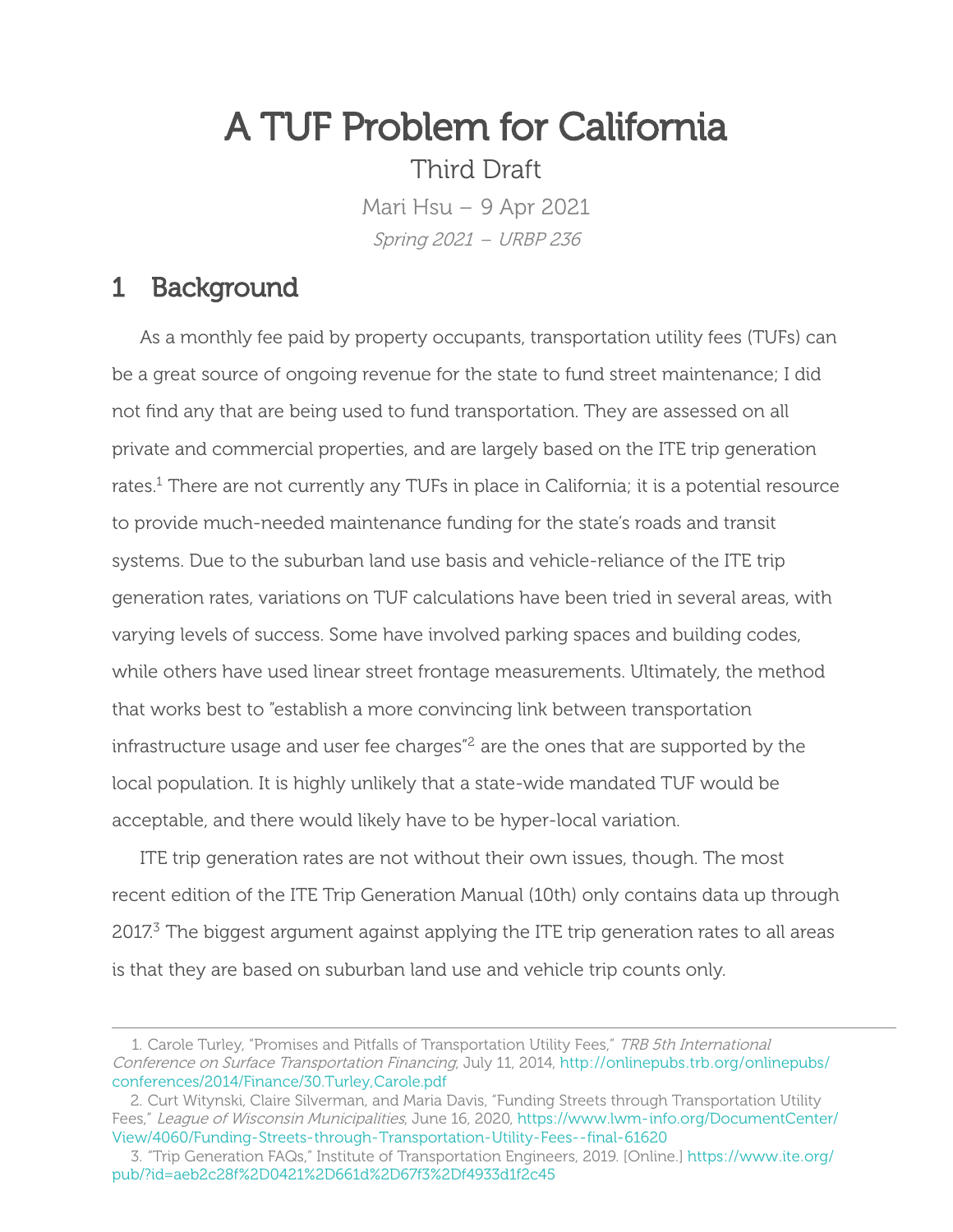# A TUF Problem for California

Third Draft

Mari Hsu – 9 Apr 2021

*Spring 2021 – URBP 236*

## 1 Background

As a monthly fee paid by property occupants, transportation utility fees (TUFs) can be a great source of ongoing revenue for the state to fund street maintenance; I did not find any that are being used to fund transportation. They are assessed on all private and commercial properties, and are largely based on the ITE trip generation rates.[1] There are not currently any TUFs in place in California; it is a potential resource to provide much-needed maintenance funding for the state's roads and transit systems. Due to the suburban land use basis and vehicle-reliance of the ITE trip generation rates, variations on TUF calculations have been tried in several areas, with varying levels of success. Some have involved parking spaces and building codes, while others have used linear street frontage measurements. Ultimately, the method that works best to "establish a more convincing link between transportation infrastructure usage and user fee charges"[2] are the ones that are supported by the local population. It is highly unlikely that a state-wide mandated TUF would be acceptable, and there would likely have to be hyper-local variation.

ITE trip generation rates are not without their own issues, though. The most recent edition of the ITE Trip Generation Manual (10th) only contains data up through 2017.[3] The biggest argument against applying the ITE trip generation rates to all areas is that they are based on suburban land use and vehicle trip counts only.

---

1. Carole Turley, "Promises and Pitfalls of Transportation Utility Fees," *TRB 5th International Conference on Surface Transportation Financing*, July 11, 2014, http://onlinepubs.trb.org/onlinepubs/conferences/2014/Finance/30.Turley,Carole.pdf

2. Curt Witynski, Claire Silverman, and Maria Davis, "Funding Streets through Transportation Utility Fees," *League of Wisconsin Municipalities*, June 16, 2020, https://www.lwm-info.org/DocumentCenter/View/4060/Funding-Streets-through-Transportation-Utility-Fees--final-61620

3. "Trip Generation FAQs," Institute of Transportation Engineers, 2019. [Online.] https://www.ite.org/pub/?id=aeb2c28f%2D0421%2D661d%2D67f3%2Df4933d1f2c45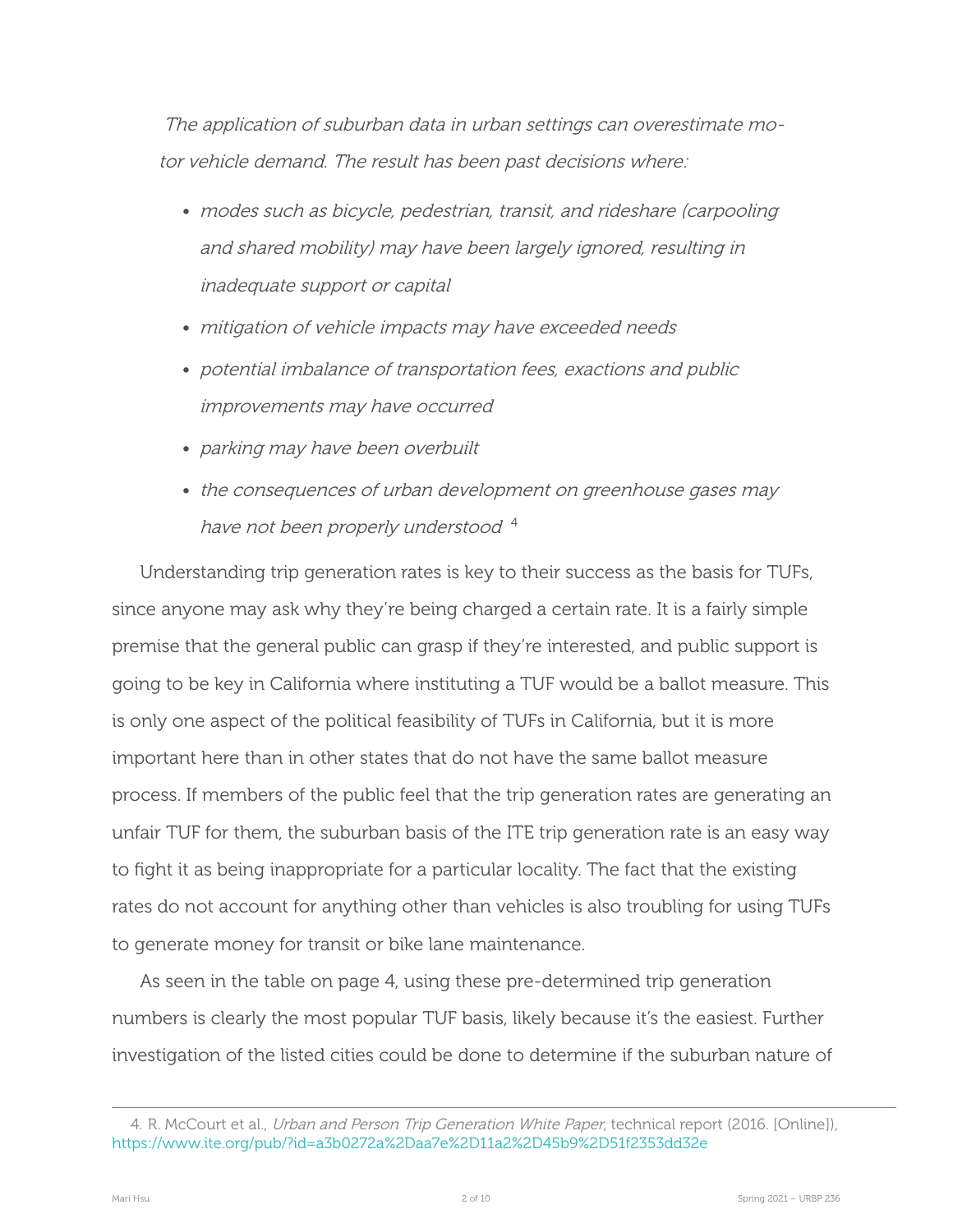*The application of suburban data in urban settings can overestimate motor vehicle demand. The result has been past decisions where:*

- *modes such as bicycle, pedestrian, transit, and rideshare (carpooling and shared mobility) may have been largely ignored, resulting in inadequate support or capital*
- *mitigation of vehicle impacts may have exceeded needs*
- *potential imbalance of transportation fees, exactions and public improvements may have occurred*
- *parking may have been overbuilt*
- *the consequences of urban development on greenhouse gases may have not been properly understood* [4]

Understanding trip generation rates is key to their success as the basis for TUFs, since anyone may ask why they're being charged a certain rate. It is a fairly simple premise that the general public can grasp if they're interested, and public support is going to be key in California where instituting a TUF would be a ballot measure. This is only one aspect of the political feasibility of TUFs in California, but it is more important here than in other states that do not have the same ballot measure process. If members of the public feel that the trip generation rates are generating an unfair TUF for them, the suburban basis of the ITE trip generation rate is an easy way to fight it as being inappropriate for a particular locality. The fact that the existing rates do not account for anything other than vehicles is also troubling for using TUFs to generate money for transit or bike lane maintenance.

As seen in the table on page 4, using these pre-determined trip generation numbers is clearly the most popular TUF basis, likely because it's the easiest. Further investigation of the listed cities could be done to determine if the suburban nature of

4. R. McCourt et al., *Urban and Person Trip Generation White Paper*, technical report (2016. [Online]), https://www.ite.org/pub/?id=a3b0272a%2Daa7e%2D11a2%2D45b9%2D51f2353dd32e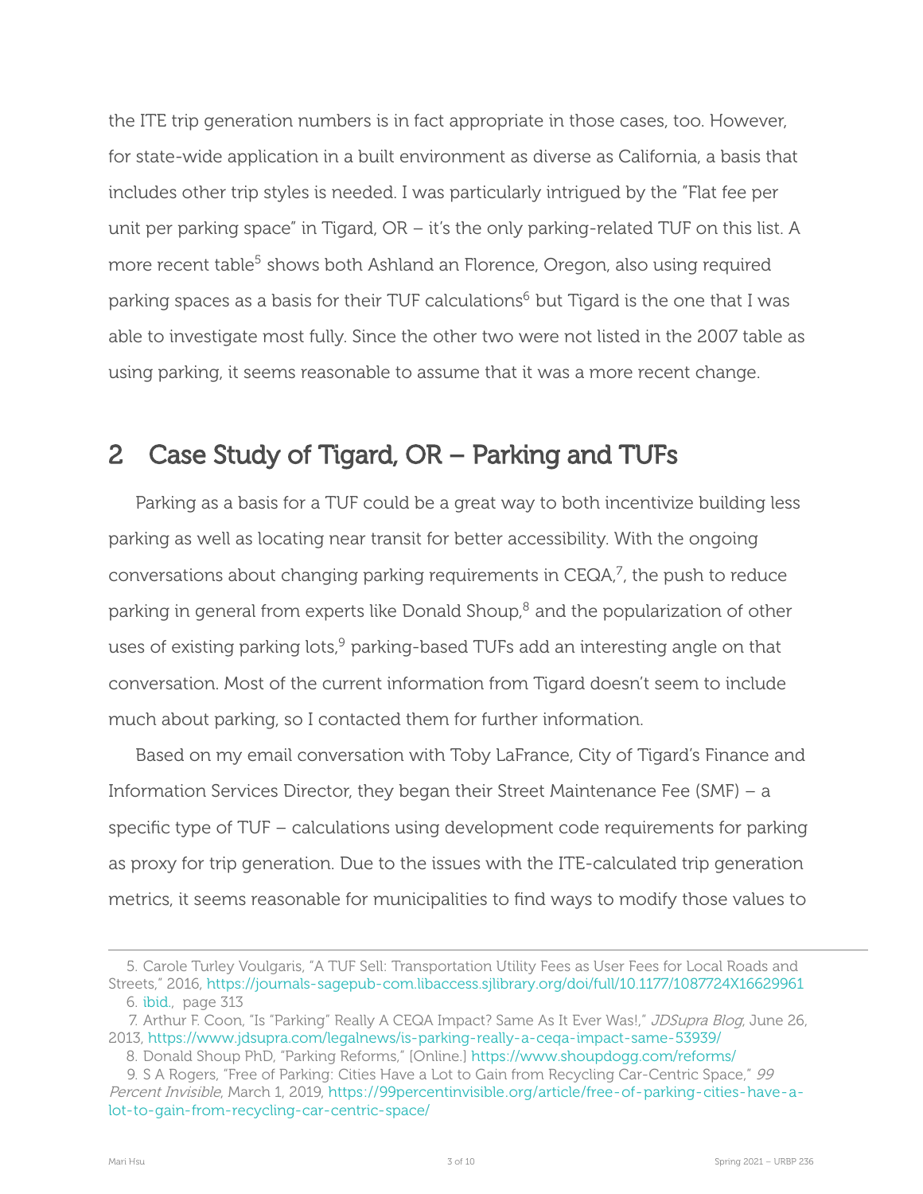the ITE trip generation numbers is in fact appropriate in those cases, too. However, for state-wide application in a built environment as diverse as California, a basis that includes other trip styles is needed. I was particularly intrigued by the "Flat fee per unit per parking space" in Tigard, OR – it's the only parking-related TUF on this list. A more recent table[5] shows both Ashland an Florence, Oregon, also using required parking spaces as a basis for their TUF calculations[6] but Tigard is the one that I was able to investigate most fully. Since the other two were not listed in the 2007 table as using parking, it seems reasonable to assume that it was a more recent change.

## 2 Case Study of Tigard, OR – Parking and TUFs

Parking as a basis for a TUF could be a great way to both incentivize building less parking as well as locating near transit for better accessibility. With the ongoing conversations about changing parking requirements in CEQA,[7], the push to reduce parking in general from experts like Donald Shoup,[8] and the popularization of other uses of existing parking lots,[9] parking-based TUFs add an interesting angle on that conversation. Most of the current information from Tigard doesn't seem to include much about parking, so I contacted them for further information.

Based on my email conversation with Toby LaFrance, City of Tigard's Finance and Information Services Director, they began their Street Maintenance Fee (SMF) – a specific type of TUF – calculations using development code requirements for parking as proxy for trip generation. Due to the issues with the ITE-calculated trip generation metrics, it seems reasonable for municipalities to find ways to modify those values to

---

5. Carole Turley Voulgaris, "A TUF Sell: Transportation Utility Fees as User Fees for Local Roads and Streets," 2016, https://journals-sagepub-com.libaccess.sjlibrary.org/doi/full/10.1177/1087724X16629961

6. ibid., page 313

7. Arthur F. Coon, "Is "Parking" Really A CEQA Impact? Same As It Ever Was!," *JDSupra Blog*, June 26, 2013, https://www.jdsupra.com/legalnews/is-parking-really-a-ceqa-impact-same-53939/

8. Donald Shoup PhD, "Parking Reforms," [Online.] https://www.shoupdogg.com/reforms/

9. S A Rogers, "Free of Parking: Cities Have a Lot to Gain from Recycling Car-Centric Space," *99 Percent Invisible*, March 1, 2019, https://99percentinvisible.org/article/free-of-parking-cities-have-a-lot-to-gain-from-recycling-car-centric-space/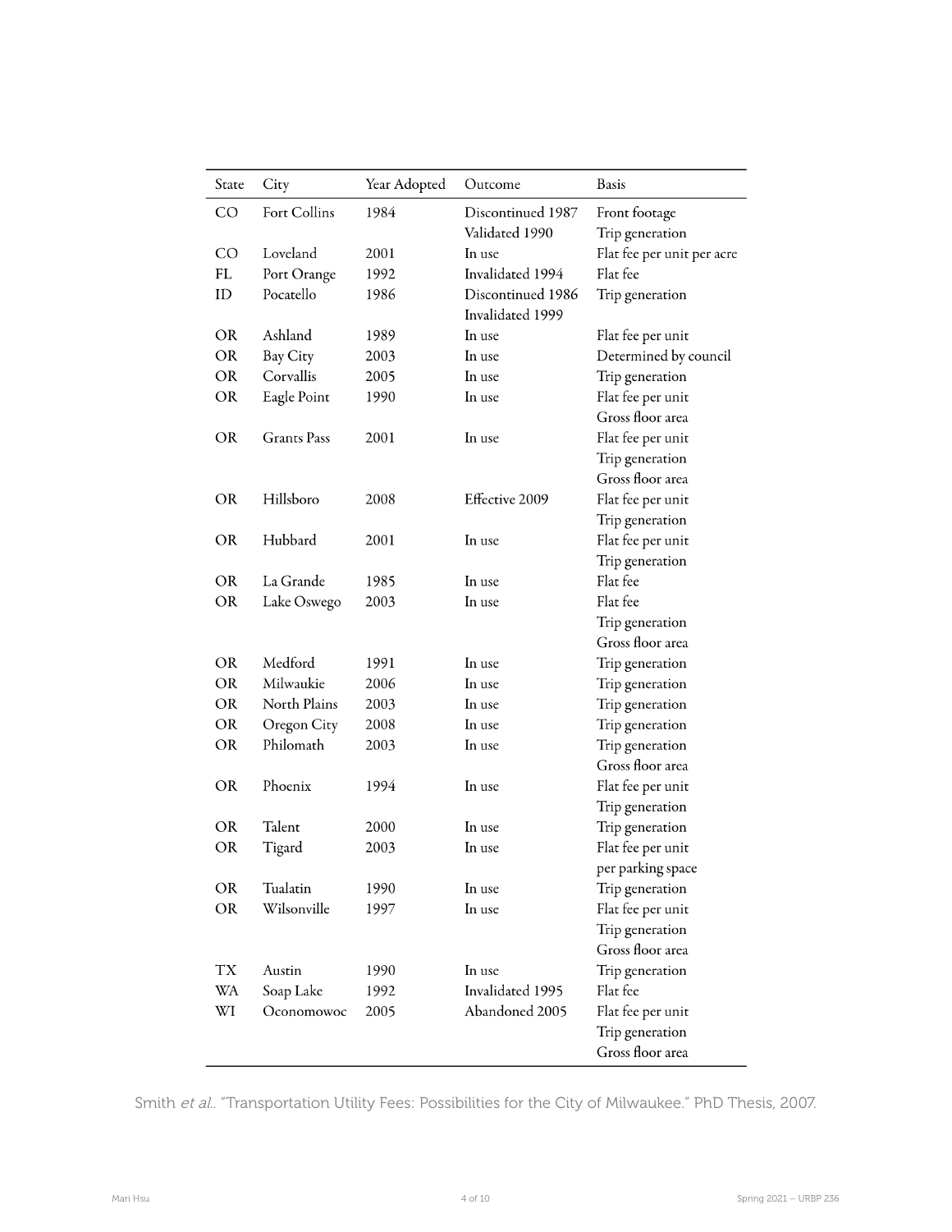| State | City | Year Adopted | Outcome | Basis |
|---|---|---|---|---|
| CO | Fort Collins | 1984 | Discontinued 1987<br>Validated 1990 | Front footage<br>Trip generation |
| CO | Loveland | 2001 | In use | Flat fee per unit per acre |
| FL | Port Orange | 1992 | Invalidated 1994 | Flat fee |
| ID | Pocatello | 1986 | Discontinued 1986<br>Invalidated 1999 | Trip generation |
| OR | Ashland | 1989 | In use | Flat fee per unit |
| OR | Bay City | 2003 | In use | Determined by council |
| OR | Corvallis | 2005 | In use | Trip generation |
| OR | Eagle Point | 1990 | In use | Flat fee per unit<br>Gross floor area |
| OR | Grants Pass | 2001 | In use | Flat fee per unit<br>Trip generation<br>Gross floor area |
| OR | Hillsboro | 2008 | Effective 2009 | Flat fee per unit<br>Trip generation |
| OR | Hubbard | 2001 | In use | Flat fee per unit<br>Trip generation |
| OR | La Grande | 1985 | In use | Flat fee |
| OR | Lake Oswego | 2003 | In use | Flat fee<br>Trip generation<br>Gross floor area |
| OR | Medford | 1991 | In use | Trip generation |
| OR | Milwaukie | 2006 | In use | Trip generation |
| OR | North Plains | 2003 | In use | Trip generation |
| OR | Oregon City | 2008 | In use | Trip generation |
| OR | Philomath | 2003 | In use | Trip generation<br>Gross floor area |
| OR | Phoenix | 1994 | In use | Flat fee per unit<br>Trip generation |
| OR | Talent | 2000 | In use | Trip generation |
| OR | Tigard | 2003 | In use | Flat fee per unit<br>per parking space |
| OR | Tualatin | 1990 | In use | Trip generation |
| OR | Wilsonville | 1997 | In use | Flat fee per unit<br>Trip generation<br>Gross floor area |
| TX | Austin | 1990 | In use | Trip generation |
| WA | Soap Lake | 1992 | Invalidated 1995 | Flat fee |
| WI | Oconomowoc | 2005 | Abandoned 2005 | Flat fee per unit<br>Trip generation<br>Gross floor area |

Smith *et al.*. "Transportation Utility Fees: Possibilities for the City of Milwaukee." PhD Thesis, 2007.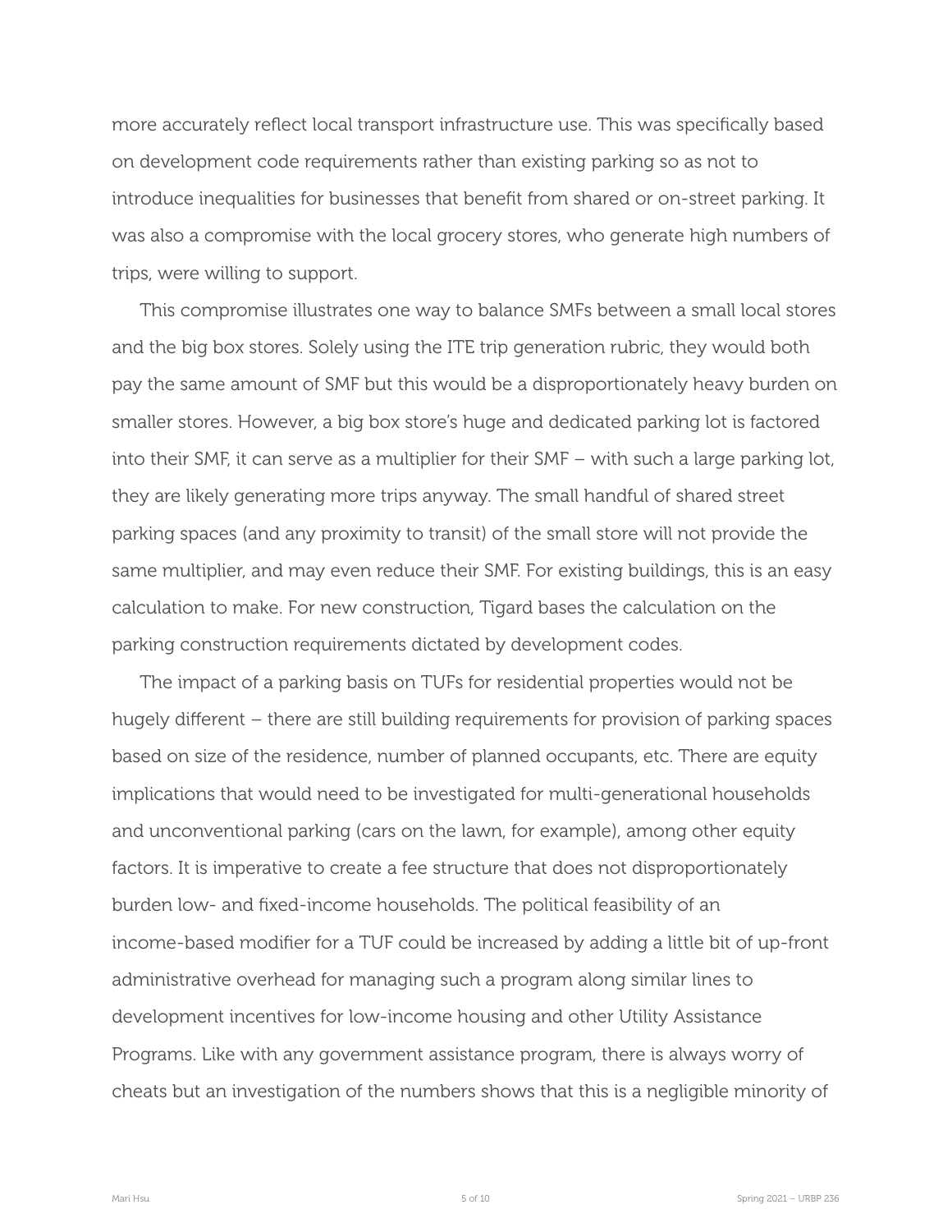more accurately reflect local transport infrastructure use. This was specifically based on development code requirements rather than existing parking so as not to introduce inequalities for businesses that benefit from shared or on-street parking. It was also a compromise with the local grocery stores, who generate high numbers of trips, were willing to support.

This compromise illustrates one way to balance SMFs between a small local stores and the big box stores. Solely using the ITE trip generation rubric, they would both pay the same amount of SMF but this would be a disproportionately heavy burden on smaller stores. However, a big box store's huge and dedicated parking lot is factored into their SMF, it can serve as a multiplier for their SMF – with such a large parking lot, they are likely generating more trips anyway. The small handful of shared street parking spaces (and any proximity to transit) of the small store will not provide the same multiplier, and may even reduce their SMF. For existing buildings, this is an easy calculation to make. For new construction, Tigard bases the calculation on the parking construction requirements dictated by development codes.

The impact of a parking basis on TUFs for residential properties would not be hugely different – there are still building requirements for provision of parking spaces based on size of the residence, number of planned occupants, etc. There are equity implications that would need to be investigated for multi-generational households and unconventional parking (cars on the lawn, for example), among other equity factors. It is imperative to create a fee structure that does not disproportionately burden low- and fixed-income households. The political feasibility of an income-based modifier for a TUF could be increased by adding a little bit of up-front administrative overhead for managing such a program along similar lines to development incentives for low-income housing and other Utility Assistance Programs. Like with any government assistance program, there is always worry of cheats but an investigation of the numbers shows that this is a negligible minority of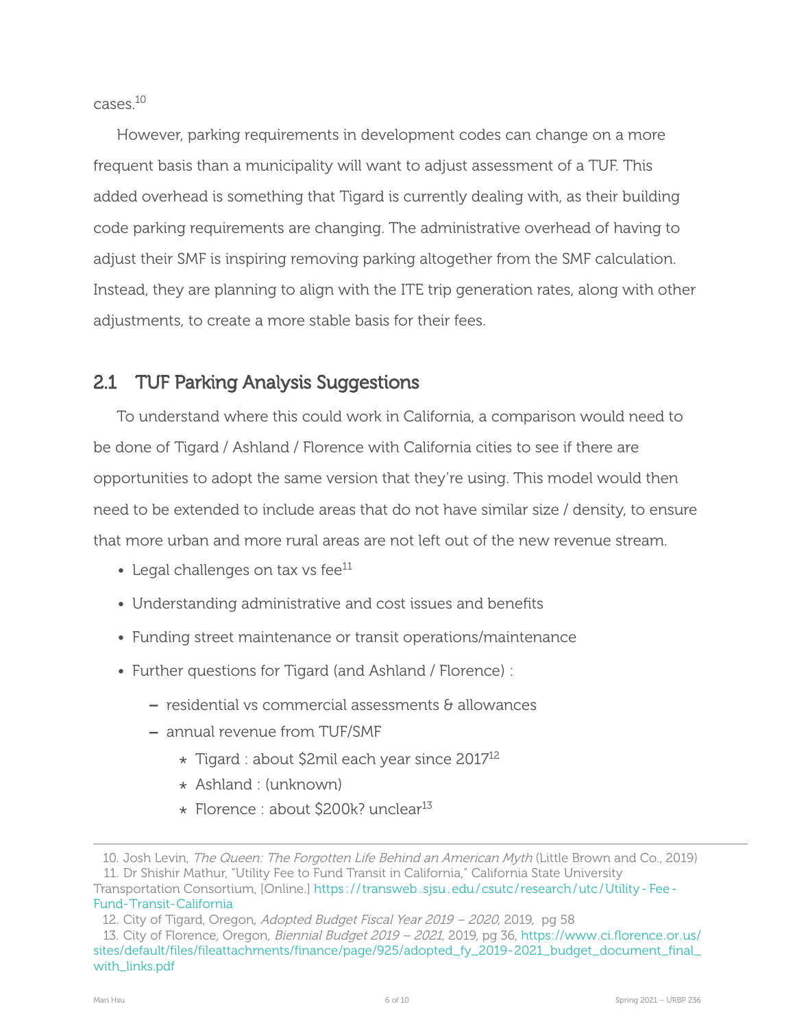cases.[10]

However, parking requirements in development codes can change on a more frequent basis than a municipality will want to adjust assessment of a TUF. This added overhead is something that Tigard is currently dealing with, as their building code parking requirements are changing. The administrative overhead of having to adjust their SMF is inspiring removing parking altogether from the SMF calculation. Instead, they are planning to align with the ITE trip generation rates, along with other adjustments, to create a more stable basis for their fees.

## 2.1 TUF Parking Analysis Suggestions

To understand where this could work in California, a comparison would need to be done of Tigard / Ashland / Florence with California cities to see if there are opportunities to adopt the same version that they're using. This model would then need to be extended to include areas that do not have similar size / density, to ensure that more urban and more rural areas are not left out of the new revenue stream.

- Legal challenges on tax vs fee[11]
- Understanding administrative and cost issues and benefits
- Funding street maintenance or transit operations/maintenance
- Further questions for Tigard (and Ashland / Florence) :
  - residential vs commercial assessments & allowances
  - annual revenue from TUF/SMF
    - Tigard : about $2mil each year since 2017[12]
    - Ashland : (unknown)
    - Florence : about $200k? unclear[13]

---

10. Josh Levin, *The Queen: The Forgotten Life Behind an American Myth* (Little Brown and Co., 2019)
11. Dr Shishir Mathur, "Utility Fee to Fund Transit in California," California State University Transportation Consortium, [Online.] https://transweb.sjsu.edu/csutc/research/utc/Utility-Fee-Fund-Transit-California
12. City of Tigard, Oregon, *Adopted Budget Fiscal Year 2019 – 2020*, 2019, pg 58
13. City of Florence, Oregon, *Biennial Budget 2019 – 2021*, 2019, pg 36, https://www.ci.florence.or.us/sites/default/files/fileattachments/finance/page/925/adopted_fy_2019-2021_budget_document_final_with_links.pdf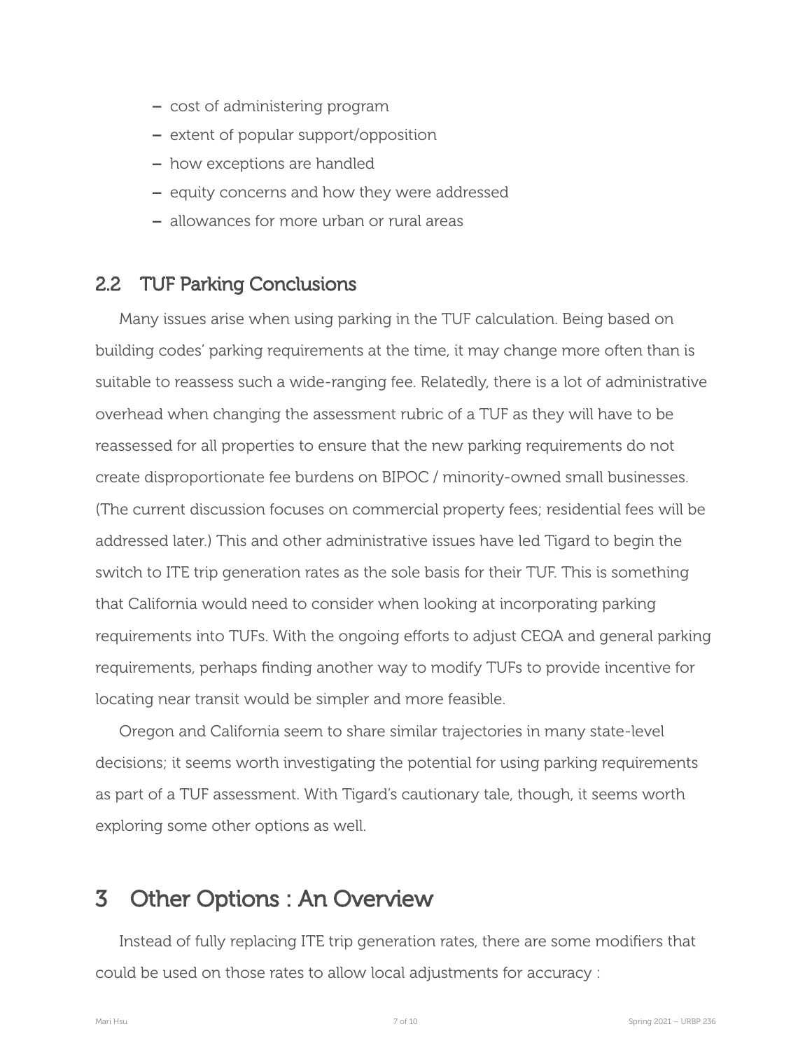- cost of administering program
- extent of popular support/opposition
- how exceptions are handled
- equity concerns and how they were addressed
- allowances for more urban or rural areas

## 2.2 TUF Parking Conclusions

Many issues arise when using parking in the TUF calculation. Being based on building codes' parking requirements at the time, it may change more often than is suitable to reassess such a wide-ranging fee. Relatedly, there is a lot of administrative overhead when changing the assessment rubric of a TUF as they will have to be reassessed for all properties to ensure that the new parking requirements do not create disproportionate fee burdens on BIPOC / minority-owned small businesses. (The current discussion focuses on commercial property fees; residential fees will be addressed later.) This and other administrative issues have led Tigard to begin the switch to ITE trip generation rates as the sole basis for their TUF. This is something that California would need to consider when looking at incorporating parking requirements into TUFs. With the ongoing efforts to adjust CEQA and general parking requirements, perhaps finding another way to modify TUFs to provide incentive for locating near transit would be simpler and more feasible.

Oregon and California seem to share similar trajectories in many state-level decisions; it seems worth investigating the potential for using parking requirements as part of a TUF assessment. With Tigard's cautionary tale, though, it seems worth exploring some other options as well.

# 3 Other Options : An Overview

Instead of fully replacing ITE trip generation rates, there are some modifiers that could be used on those rates to allow local adjustments for accuracy :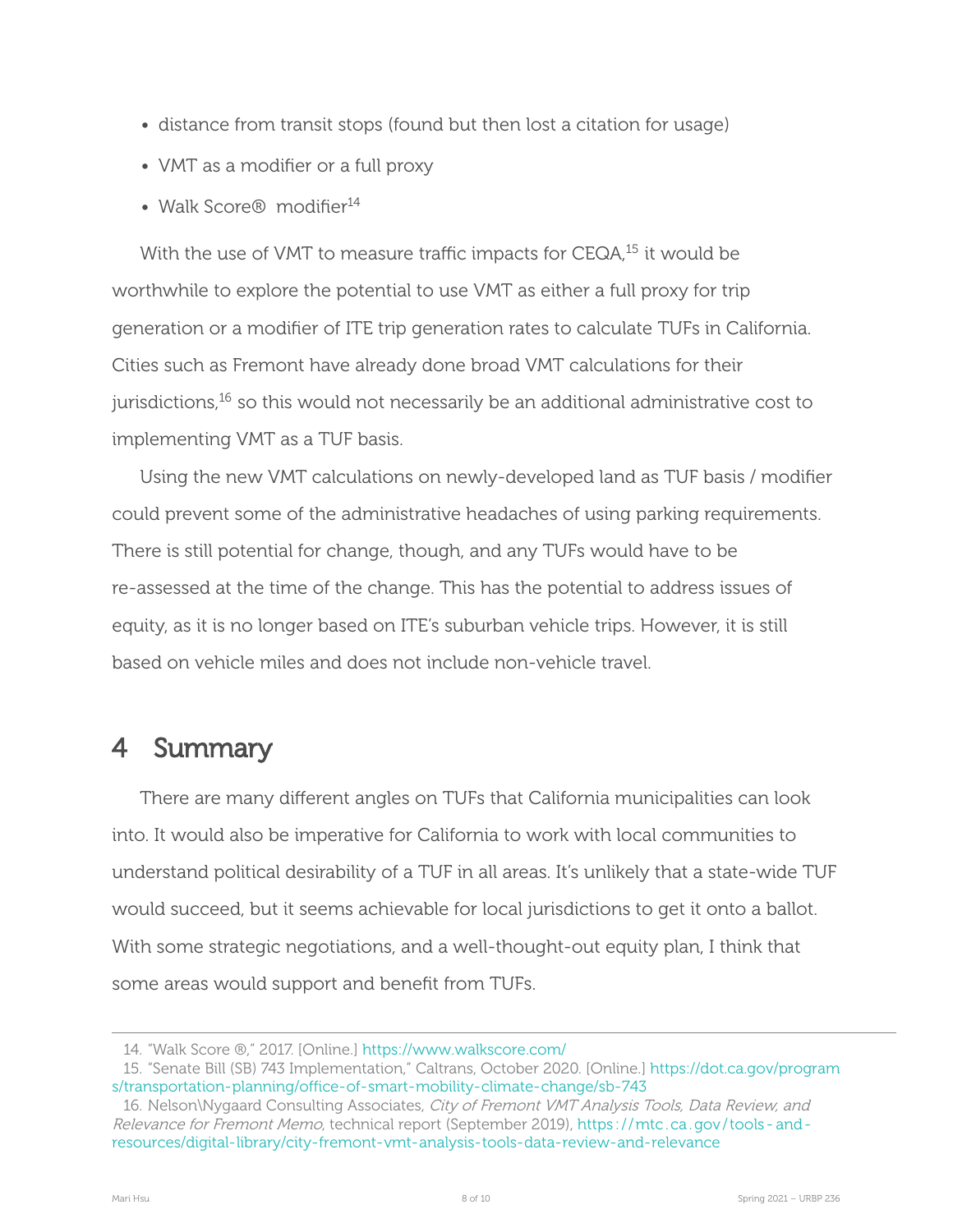- distance from transit stops (found but then lost a citation for usage)
- VMT as a modifier or a full proxy
- Walk Score® modifier[14]

With the use of VMT to measure traffic impacts for CEQA,[15] it would be worthwhile to explore the potential to use VMT as either a full proxy for trip generation or a modifier of ITE trip generation rates to calculate TUFs in California. Cities such as Fremont have already done broad VMT calculations for their jurisdictions,[16] so this would not necessarily be an additional administrative cost to implementing VMT as a TUF basis.

Using the new VMT calculations on newly-developed land as TUF basis / modifier could prevent some of the administrative headaches of using parking requirements. There is still potential for change, though, and any TUFs would have to be re-assessed at the time of the change. This has the potential to address issues of equity, as it is no longer based on ITE's suburban vehicle trips. However, it is still based on vehicle miles and does not include non-vehicle travel.

## 4 Summary

There are many different angles on TUFs that California municipalities can look into. It would also be imperative for California to work with local communities to understand political desirability of a TUF in all areas. It's unlikely that a state-wide TUF would succeed, but it seems achievable for local jurisdictions to get it onto a ballot. With some strategic negotiations, and a well-thought-out equity plan, I think that some areas would support and benefit from TUFs.

---

14. "Walk Score ®," 2017. [Online.] https://www.walkscore.com/
15. "Senate Bill (SB) 743 Implementation," Caltrans, October 2020. [Online.] https://dot.ca.gov/programs/transportation-planning/office-of-smart-mobility-climate-change/sb-743
16. Nelson\Nygaard Consulting Associates, *City of Fremont VMT Analysis Tools, Data Review, and Relevance for Fremont Memo*, technical report (September 2019), https://mtc.ca.gov/tools-and-resources/digital-library/city-fremont-vmt-analysis-tools-data-review-and-relevance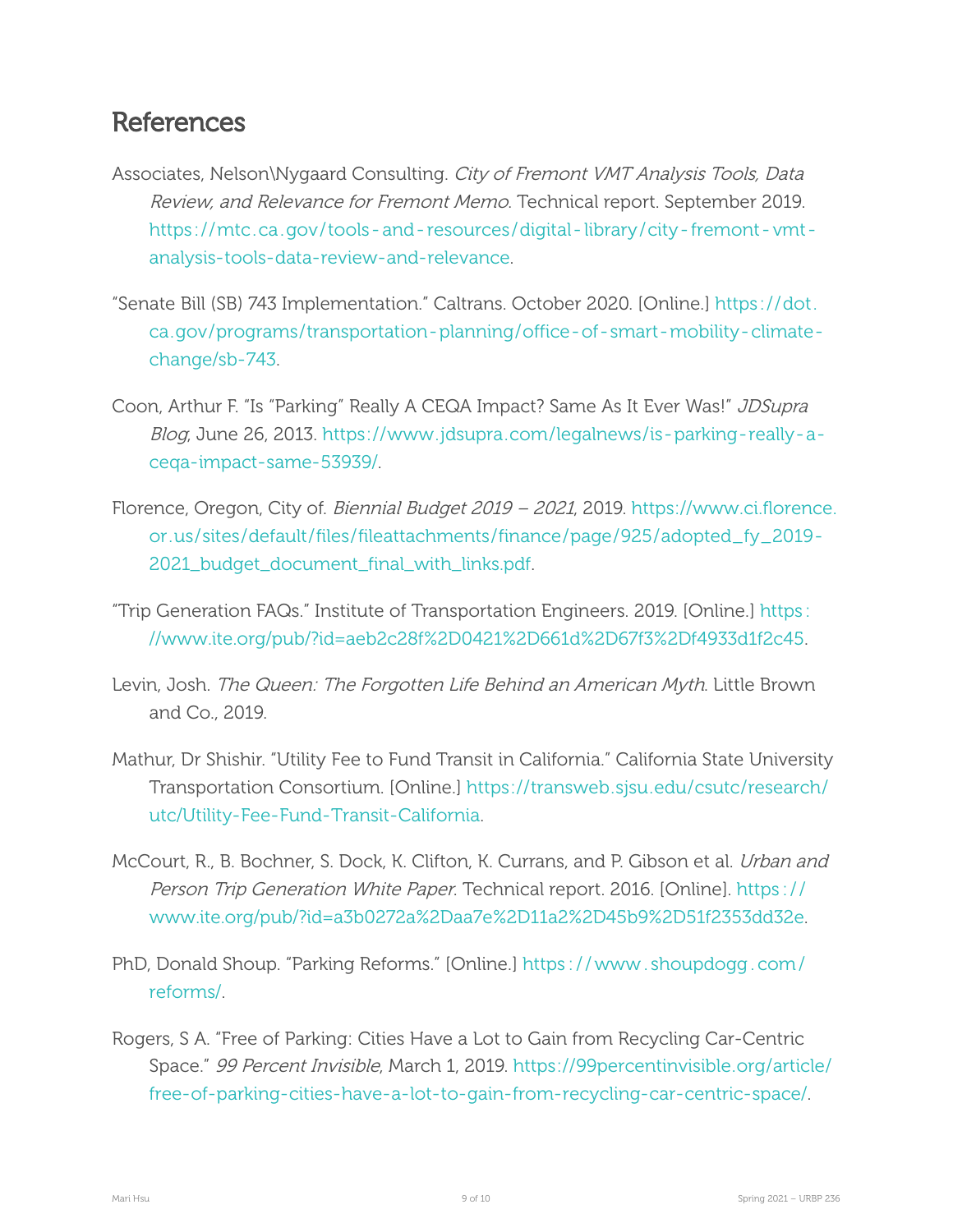## References

Associates, Nelson\Nygaard Consulting. *City of Fremont VMT Analysis Tools, Data Review, and Relevance for Fremont Memo*. Technical report. September 2019. https://mtc.ca.gov/tools-and-resources/digital-library/city-fremont-vmt-analysis-tools-data-review-and-relevance.

"Senate Bill (SB) 743 Implementation." Caltrans. October 2020. [Online.] https://dot.ca.gov/programs/transportation-planning/office-of-smart-mobility-climate-change/sb-743.

Coon, Arthur F. "Is "Parking" Really A CEQA Impact? Same As It Ever Was!" *JDSupra Blog*, June 26, 2013. https://www.jdsupra.com/legalnews/is-parking-really-a-ceqa-impact-same-53939/.

Florence, Oregon, City of. *Biennial Budget 2019 – 2021*, 2019. https://www.ci.florence.or.us/sites/default/files/fileattachments/finance/page/925/adopted_fy_2019-2021_budget_document_final_with_links.pdf.

"Trip Generation FAQs." Institute of Transportation Engineers. 2019. [Online.] https://www.ite.org/pub/?id=aeb2c28f%2D0421%2D661d%2D67f3%2Df4933d1f2c45.

Levin, Josh. *The Queen: The Forgotten Life Behind an American Myth*. Little Brown and Co., 2019.

Mathur, Dr Shishir. "Utility Fee to Fund Transit in California." California State University Transportation Consortium. [Online.] https://transweb.sjsu.edu/csutc/research/utc/Utility-Fee-Fund-Transit-California.

McCourt, R., B. Bochner, S. Dock, K. Clifton, K. Currans, and P. Gibson et al. *Urban and Person Trip Generation White Paper*. Technical report. 2016. [Online]. https://www.ite.org/pub/?id=a3b0272a%2Daa7e%2D11a2%2D45b9%2D51f2353dd32e.

PhD, Donald Shoup. "Parking Reforms." [Online.] https://www.shoupdogg.com/reforms/.

Rogers, S A. "Free of Parking: Cities Have a Lot to Gain from Recycling Car-Centric Space." *99 Percent Invisible*, March 1, 2019. https://99percentinvisible.org/article/free-of-parking-cities-have-a-lot-to-gain-from-recycling-car-centric-space/.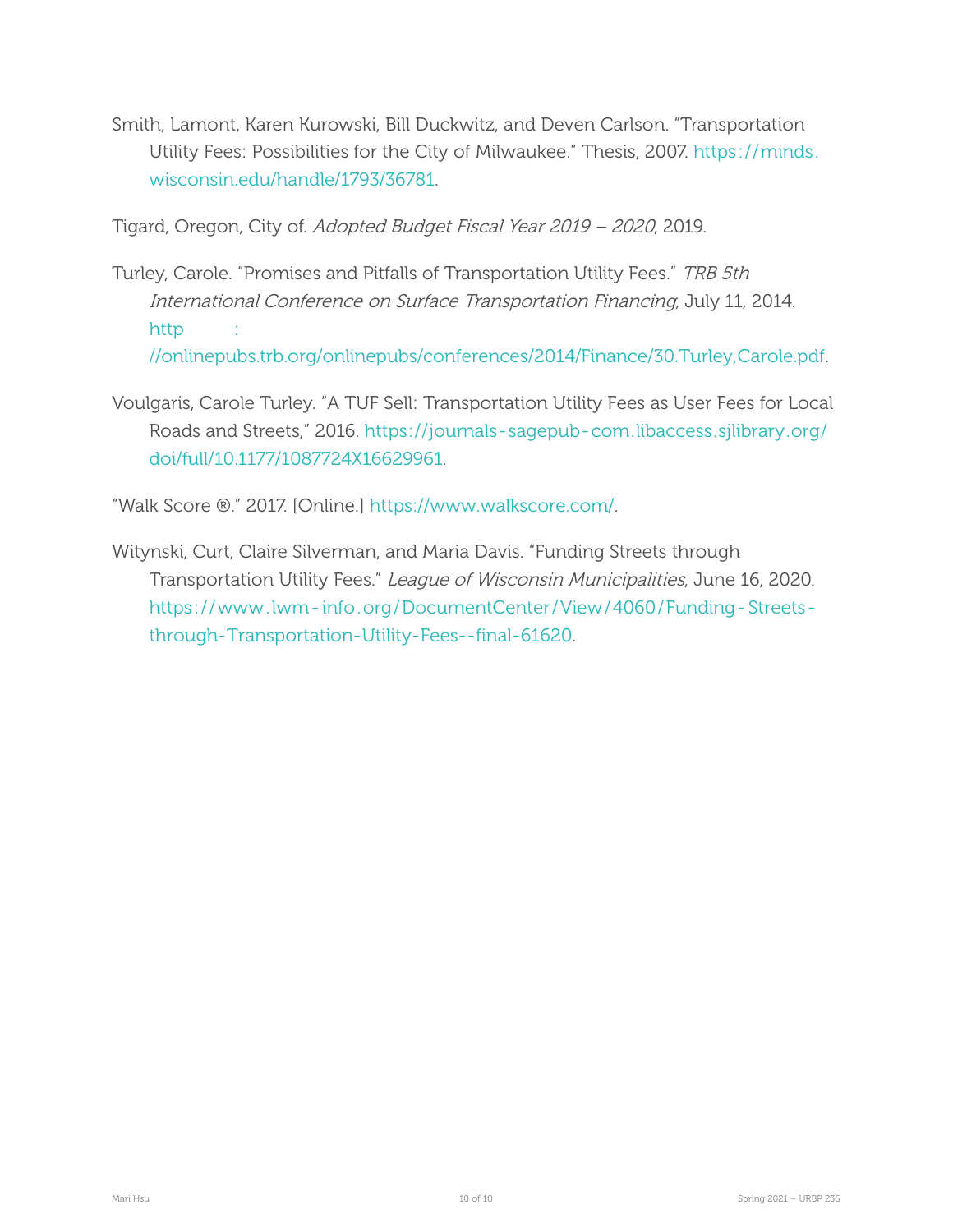Smith, Lamont, Karen Kurowski, Bill Duckwitz, and Deven Carlson. "Transportation Utility Fees: Possibilities for the City of Milwaukee." Thesis, 2007. https://minds.wisconsin.edu/handle/1793/36781.

Tigard, Oregon, City of. *Adopted Budget Fiscal Year 2019 – 2020*, 2019.

Turley, Carole. "Promises and Pitfalls of Transportation Utility Fees." *TRB 5th International Conference on Surface Transportation Financing*, July 11, 2014. http://onlinepubs.trb.org/onlinepubs/conferences/2014/Finance/30.Turley,Carole.pdf.

Voulgaris, Carole Turley. "A TUF Sell: Transportation Utility Fees as User Fees for Local Roads and Streets," 2016. https://journals-sagepub-com.libaccess.sjlibrary.org/doi/full/10.1177/1087724X16629961.

"Walk Score ®." 2017. [Online.] https://www.walkscore.com/.

Witynski, Curt, Claire Silverman, and Maria Davis. "Funding Streets through Transportation Utility Fees." *League of Wisconsin Municipalities*, June 16, 2020. https://www.lwm-info.org/DocumentCenter/View/4060/Funding-Streets-through-Transportation-Utility-Fees--final-61620.